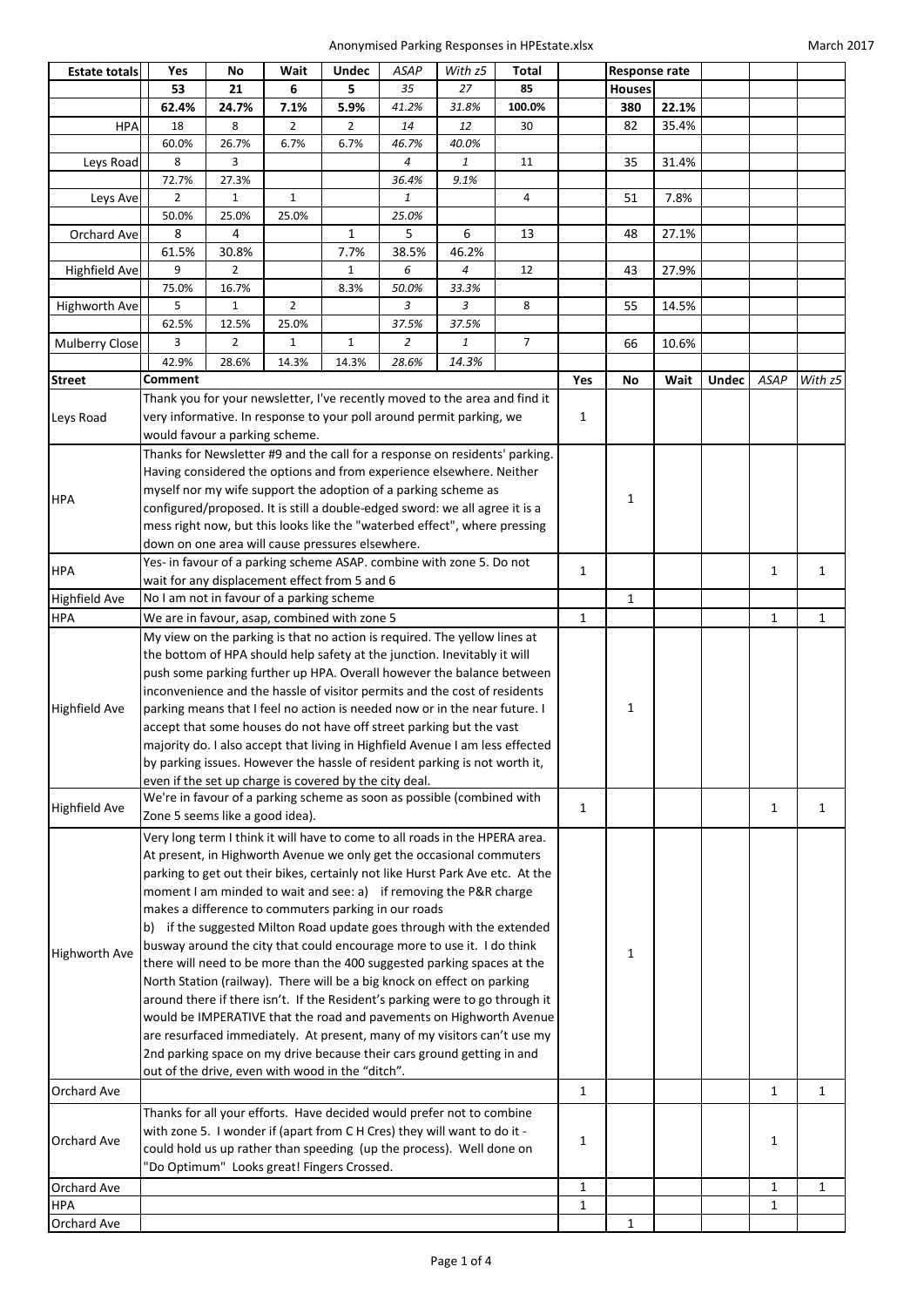| Estate totals | Yes | No | Wait | Undec | *ASAP* | *With z5* | Total | | Response rate | |
|---|---|---|---|---|---|---|---|---|---|---|
| | **53** | **21** | **6** | **5** | *35* | *27* | **85** | | **Houses** | |
| | **62.4%** | **24.7%** | **7.1%** | **5.9%** | *41.2%* | *31.8%* | **100.0%** | | **380** | **22.1%** |
| HPA | 18 | 8 | 2 | 2 | *14* | *12* | 30 | | 82 | 35.4% |
| | 60.0% | 26.7% | 6.7% | 6.7% | *46.7%* | *40.0%* | | | | |
| Leys Road | 8 | 3 | | | *4* | *1* | 11 | | 35 | 31.4% |
| | 72.7% | 27.3% | | | *36.4%* | *9.1%* | | | | |
| Leys Ave | 2 | 1 | 1 | | *1* | | 4 | | 51 | 7.8% |
| | 50.0% | 25.0% | 25.0% | | *25.0%* | | | | | |
| Orchard Ave | 8 | 4 | | 1 | 5 | 6 | 13 | | 48 | 27.1% |
| | 61.5% | 30.8% | | 7.7% | 38.5% | 46.2% | | | | |
| Highfield Ave | 9 | 2 | | 1 | *6* | *4* | 12 | | 43 | 27.9% |
| | 75.0% | 16.7% | | 8.3% | *50.0%* | *33.3%* | | | | |
| Highworth Ave | 5 | 1 | 2 | | *3* | *3* | 8 | | 55 | 14.5% |
| | 62.5% | 12.5% | 25.0% | | *37.5%* | *37.5%* | | | | |
| Mulberry Close | 3 | 2 | 1 | 1 | *2* | *1* | 7 | | 66 | 10.6% |
| | 42.9% | 28.6% | 14.3% | 14.3% | *28.6%* | *14.3%* | | | | |

| **Street** | **Comment** | **Yes** | **No** | **Wait** | **Undec** | ***ASAP*** | ***With z5*** |
|---|---|---|---|---|---|---|---|
| Leys Road | Thank you for your newsletter, I've recently moved to the area and find it very informative. In response to your poll around permit parking, we would favour a parking scheme. | 1 | | | | | |
| HPA | Thanks for Newsletter #9 and the call for a response on residents' parking. Having considered the options and from experience elsewhere. Neither myself nor my wife support the adoption of a parking scheme as configured/proposed. It is still a double-edged sword: we all agree it is a mess right now, but this looks like the "waterbed effect", where pressing down on one area will cause pressures elsewhere. | | 1 | | | | |
| HPA | Yes- in favour of a parking scheme ASAP. combine with zone 5. Do not wait for any displacement effect from 5 and 6 | 1 | | | | 1 | 1 |
| Highfield Ave | No I am not in favour of a parking scheme | | 1 | | | | |
| HPA | We are in favour, asap, combined with zone 5 | 1 | | | | 1 | 1 |
| Highfield Ave | My view on the parking is that no action is required. The yellow lines at the bottom of HPA should help safety at the junction. Inevitably it will push some parking further up HPA. Overall however the balance between inconvenience and the hassle of visitor permits and the cost of residents parking means that I feel no action is needed now or in the near future. I accept that some houses do not have off street parking but the vast majority do. I also accept that living in Highfield Avenue I am less effected by parking issues. However the hassle of resident parking is not worth it, even if the set up charge is covered by the city deal. | | 1 | | | | |
| Highfield Ave | We're in favour of a parking scheme as soon as possible (combined with Zone 5 seems like a good idea). | 1 | | | | 1 | 1 |
| Highworth Ave | Very long term I think it will have to come to all roads in the HPERA area. At present, in Highworth Avenue we only get the occasional commuters parking to get out their bikes, certainly not like Hurst Park Ave etc. At the moment I am minded to wait and see: a) if removing the P&R charge makes a difference to commuters parking in our roads b) if the suggested Milton Road update goes through with the extended busway around the city that could encourage more to use it. I do think there will need to be more than the 400 suggested parking spaces at the North Station (railway). There will be a big knock on effect on parking around there if there isn't. If the Resident's parking were to go through it would be IMPERATIVE that the road and pavements on Highworth Avenue are resurfaced immediately. At present, many of my visitors can't use my 2nd parking space on my drive because their cars ground getting in and out of the drive, even with wood in the "ditch". | | 1 | | | | |
| Orchard Ave | | 1 | | | | 1 | 1 |
| Orchard Ave | Thanks for all your efforts. Have decided would prefer not to combine with zone 5. I wonder if (apart from C H Cres) they will want to do it - could hold us up rather than speeding (up the process). Well done on "Do Optimum" Looks great! Fingers Crossed. | 1 | | | | 1 | |
| Orchard Ave | | 1 | | | | 1 | 1 |
| HPA | | 1 | | | | 1 | |
| Orchard Ave | | | 1 | | | | |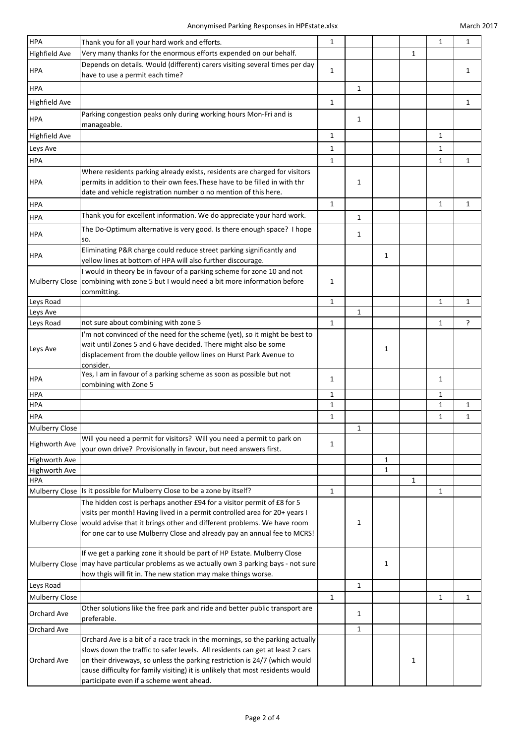| | | | | | | | |
|---|---|---|---|---|---|---|---|
| HPA | Thank you for all your hard work and efforts. | 1 | | | | 1 | 1 |
| Highfield Ave | Very many thanks for the enormous efforts expended on our behalf. | | | | 1 | | |
| HPA | Depends on details. Would (different) carers visiting several times per day have to use a permit each time? | 1 | | | | | 1 |
| HPA | | | 1 | | | | |
| Highfield Ave | | 1 | | | | | 1 |
| HPA | Parking congestion peaks only during working hours Mon-Fri and is manageable. | | 1 | | | | |
| Highfield Ave | | 1 | | | | 1 | |
| Leys Ave | | 1 | | | | 1 | |
| HPA | | 1 | | | | 1 | 1 |
| HPA | Where residents parking already exists, residents are charged for visitors permits in addition to their own fees.These have to be filled in with thr date and vehicle registration number o no mention of this here. | | 1 | | | | |
| HPA | | 1 | | | | 1 | 1 |
| HPA | Thank you for excellent information. We do appreciate your hard work. | | 1 | | | | |
| HPA | The Do-Optimum alternative is very good. Is there enough space? I hope so. | | 1 | | | | |
| HPA | Eliminating P&R charge could reduce street parking significantly and yellow lines at bottom of HPA will also further discourage. | | | 1 | | | |
| Mulberry Close | I would in theory be in favour of a parking scheme for zone 10 and not combining with zone 5 but I would need a bit more information before committing. | 1 | | | | | |
| Leys Road | | 1 | | | | 1 | 1 |
| Leys Ave | | | 1 | | | | |
| Leys Road | not sure about combining with zone 5 | 1 | | | | 1 | ? |
| Leys Ave | I'm not convinced of the need for the scheme (yet), so it might be best to wait until Zones 5 and 6 have decided. There might also be some displacement from the double yellow lines on Hurst Park Avenue to consider. | | | 1 | | | |
| HPA | Yes, I am in favour of a parking scheme as soon as possible but not combining with Zone 5 | 1 | | | | 1 | |
| HPA | | 1 | | | | 1 | |
| HPA | | 1 | | | | 1 | 1 |
| HPA | | 1 | | | | 1 | 1 |
| Mulberry Close | | | 1 | | | | |
| Highworth Ave | Will you need a permit for visitors? Will you need a permit to park on your own drive? Provisionally in favour, but need answers first. | 1 | | | | | |
| Highworth Ave | | | | 1 | | | |
| Highworth Ave | | | | 1 | | | |
| HPA | | | | | 1 | | |
| Mulberry Close | Is it possible for Mulberry Close to be a zone by itself? | 1 | | | | 1 | |
| Mulberry Close | The hidden cost is perhaps another £94 for a visitor permit of £8 for 5 visits per month! Having lived in a permit controlled area for 20+ years I would advise that it brings other and different problems. We have room for one car to use Mulberry Close and already pay an annual fee to MCRS! | | 1 | | | | |
| Mulberry Close | If we get a parking zone it should be part of HP Estate. Mulberry Close may have particular problems as we actually own 3 parking bays - not sure how thgis will fit in. The new station may make things worse. | | | 1 | | | |
| Leys Road | | | 1 | | | | |
| Mulberry Close | | 1 | | | | 1 | 1 |
| Orchard Ave | Other solutions like the free park and ride and better public transport are preferable. | | 1 | | | | |
| Orchard Ave | | | 1 | | | | |
| Orchard Ave | Orchard Ave is a bit of a race track in the mornings, so the parking actually slows down the traffic to safer levels. All residents can get at least 2 cars on their driveways, so unless the parking restriction is 24/7 (which would cause difficulty for family visiting) it is unlikely that most residents would participate even if a scheme went ahead. | | | | 1 | | |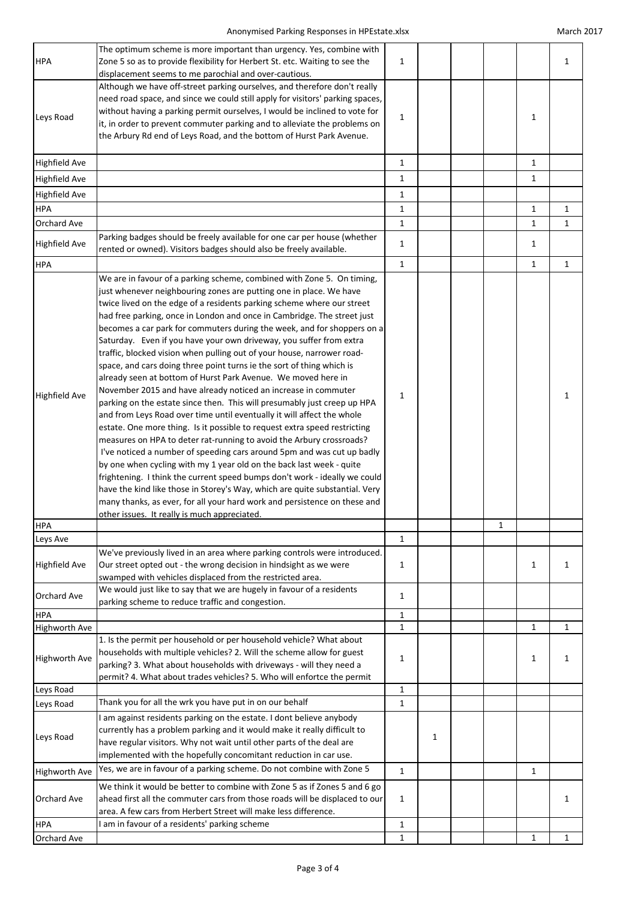| | | | | | | | |
|---|---|---|---|---|---|---|---|
| HPA | The optimum scheme is more important than urgency. Yes, combine with Zone 5 so as to provide flexibility for Herbert St. etc. Waiting to see the displacement seems to me parochial and over-cautious. | 1 | | | | | 1 |
| Leys Road | Although we have off-street parking ourselves, and therefore don't really need road space, and since we could still apply for visitors' parking spaces, without having a parking permit ourselves, I would be inclined to vote for it, in order to prevent commuter parking and to alleviate the problems on the Arbury Rd end of Leys Road, and the bottom of Hurst Park Avenue. | 1 | | | | 1 | |
| Highfield Ave | | 1 | | | | 1 | |
| Highfield Ave | | 1 | | | | 1 | |
| Highfield Ave | | 1 | | | | | |
| HPA | | 1 | | | | 1 | 1 |
| Orchard Ave | | 1 | | | | 1 | 1 |
| Highfield Ave | Parking badges should be freely available for one car per house (whether rented or owned). Visitors badges should also be freely available. | 1 | | | | 1 | |
| HPA | | 1 | | | | 1 | 1 |
| Highfield Ave | We are in favour of a parking scheme, combined with Zone 5. On timing, just whenever neighbouring zones are putting one in place. We have twice lived on the edge of a residents parking scheme where our street had free parking, once in London and once in Cambridge. The street just becomes a car park for commuters during the week, and for shoppers on a Saturday. Even if you have your own driveway, you suffer from extra traffic, blocked vision when pulling out of your house, narrower road-space, and cars doing three point turns ie the sort of thing which is already seen at bottom of Hurst Park Avenue. We moved here in November 2015 and have already noticed an increase in commuter parking on the estate since then. This will presumably just creep up HPA and from Leys Road over time until eventually it will affect the whole estate. One more thing. Is it possible to request extra speed restricting measures on HPA to deter rat-running to avoid the Arbury crossroads? I've noticed a number of speeding cars around 5pm and was cut up badly by one when cycling with my 1 year old on the back last week - quite frightening. I think the current speed bumps don't work - ideally we could have the kind like those in Storey's Way, which are quite substantial. Very many thanks, as ever, for all your hard work and persistence on these and other issues. It really is much appreciated. | 1 | | | | | 1 |
| HPA | | | | | 1 | | |
| Leys Ave | | 1 | | | | | |
| Highfield Ave | We've previously lived in an area where parking controls were introduced. Our street opted out - the wrong decision in hindsight as we were swamped with vehicles displaced from the restricted area. | 1 | | | | 1 | 1 |
| Orchard Ave | We would just like to say that we are hugely in favour of a residents parking scheme to reduce traffic and congestion. | 1 | | | | | |
| HPA | | 1 | | | | | |
| Highworth Ave | | 1 | | | | 1 | 1 |
| Highworth Ave | 1. Is the permit per household or per household vehicle? What about households with multiple vehicles? 2. Will the scheme allow for guest parking? 3. What about households with driveways - will they need a permit? 4. What about trades vehicles? 5. Who will enfortce the permit | 1 | | | | 1 | 1 |
| Leys Road | | 1 | | | | | |
| Leys Road | Thank you for all the wrk you have put in on our behalf | 1 | | | | | |
| Leys Road | I am against residents parking on the estate. I dont believe anybody currently has a problem parking and it would make it really difficult to have regular visitors. Why not wait until other parts of the deal are implemented with the hopefully concomitant reduction in car use. | | 1 | | | | |
| Highworth Ave | Yes, we are in favour of a parking scheme. Do not combine with Zone 5 | 1 | | | | 1 | |
| Orchard Ave | We think it would be better to combine with Zone 5 as if Zones 5 and 6 go ahead first all the commuter cars from those roads will be displaced to our area. A few cars from Herbert Street will make less difference. | 1 | | | | | 1 |
| HPA | I am in favour of a residents' parking scheme | 1 | | | | | |
| Orchard Ave | | 1 | | | | 1 | 1 |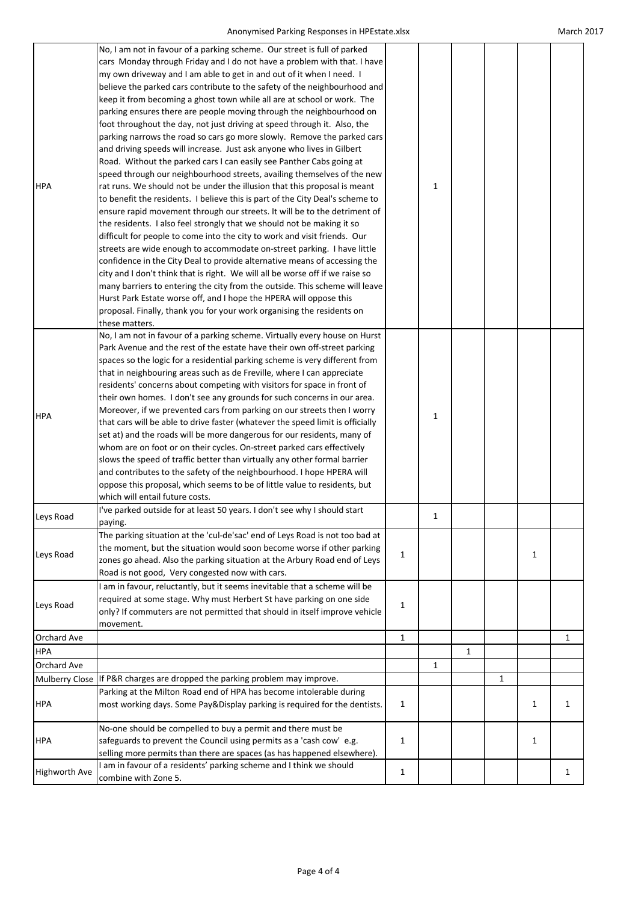| | | | | | | | |
|---|---|---|---|---|---|---|---|
| HPA | No, I am not in favour of a parking scheme. Our street is full of parked cars Monday through Friday and I do not have a problem with that. I have my own driveway and I am able to get in and out of it when I need. I believe the parked cars contribute to the safety of the neighbourhood and keep it from becoming a ghost town while all are at school or work. The parking ensures there are people moving through the neighbourhood on foot throughout the day, not just driving at speed through it. Also, the parking narrows the road so cars go more slowly. Remove the parked cars and driving speeds will increase. Just ask anyone who lives in Gilbert Road. Without the parked cars I can easily see Panther Cabs going at speed through our neighbourhood streets, availing themselves of the new rat runs. We should not be under the illusion that this proposal is meant to benefit the residents. I believe this is part of the City Deal's scheme to ensure rapid movement through our streets. It will be to the detriment of the residents. I also feel strongly that we should not be making it so difficult for people to come into the city to work and visit friends. Our streets are wide enough to accommodate on-street parking. I have little confidence in the City Deal to provide alternative means of accessing the city and I don't think that is right. We will all be worse off if we raise so many barriers to entering the city from the outside. This scheme will leave Hurst Park Estate worse off, and I hope the HPERA will oppose this proposal. Finally, thank you for your work organising the residents on these matters. | | 1 | | | | |
| HPA | No, I am not in favour of a parking scheme. Virtually every house on Hurst Park Avenue and the rest of the estate have their own off-street parking spaces so the logic for a residential parking scheme is very different from that in neighbouring areas such as de Freville, where I can appreciate residents' concerns about competing with visitors for space in front of their own homes. I don't see any grounds for such concerns in our area. Moreover, if we prevented cars from parking on our streets then I worry that cars will be able to drive faster (whatever the speed limit is officially set at) and the roads will be more dangerous for our residents, many of whom are on foot or on their cycles. On-street parked cars effectively slows the speed of traffic better than virtually any other formal barrier and contributes to the safety of the neighbourhood. I hope HPERA will oppose this proposal, which seems to be of little value to residents, but which will entail future costs. | | 1 | | | | |
| Leys Road | I've parked outside for at least 50 years. I don't see why I should start paying. | | 1 | | | | |
| Leys Road | The parking situation at the 'cul-de'sac' end of Leys Road is not too bad at the moment, but the situation would soon become worse if other parking zones go ahead. Also the parking situation at the Arbury Road end of Leys Road is not good, Very congested now with cars. | 1 | | | | 1 | |
| Leys Road | I am in favour, reluctantly, but it seems inevitable that a scheme will be required at some stage. Why must Herbert St have parking on one side only? If commuters are not permitted that should in itself improve vehicle movement. | 1 | | | | | |
| Orchard Ave | | 1 | | | | | 1 |
| HPA | | | | 1 | | | |
| Orchard Ave | | | 1 | | | | |
| Mulberry Close | If P&R charges are dropped the parking problem may improve. | | | | 1 | | |
| HPA | Parking at the Milton Road end of HPA has become intolerable during most working days. Some Pay&Display parking is required for the dentists. | 1 | | | | 1 | 1 |
| HPA | No-one should be compelled to buy a permit and there must be safeguards to prevent the Council using permits as a 'cash cow' e.g. selling more permits than there are spaces (as has happened elsewhere). | 1 | | | | 1 | |
| Highworth Ave | I am in favour of a residents' parking scheme and I think we should combine with Zone 5. | 1 | | | | | 1 |